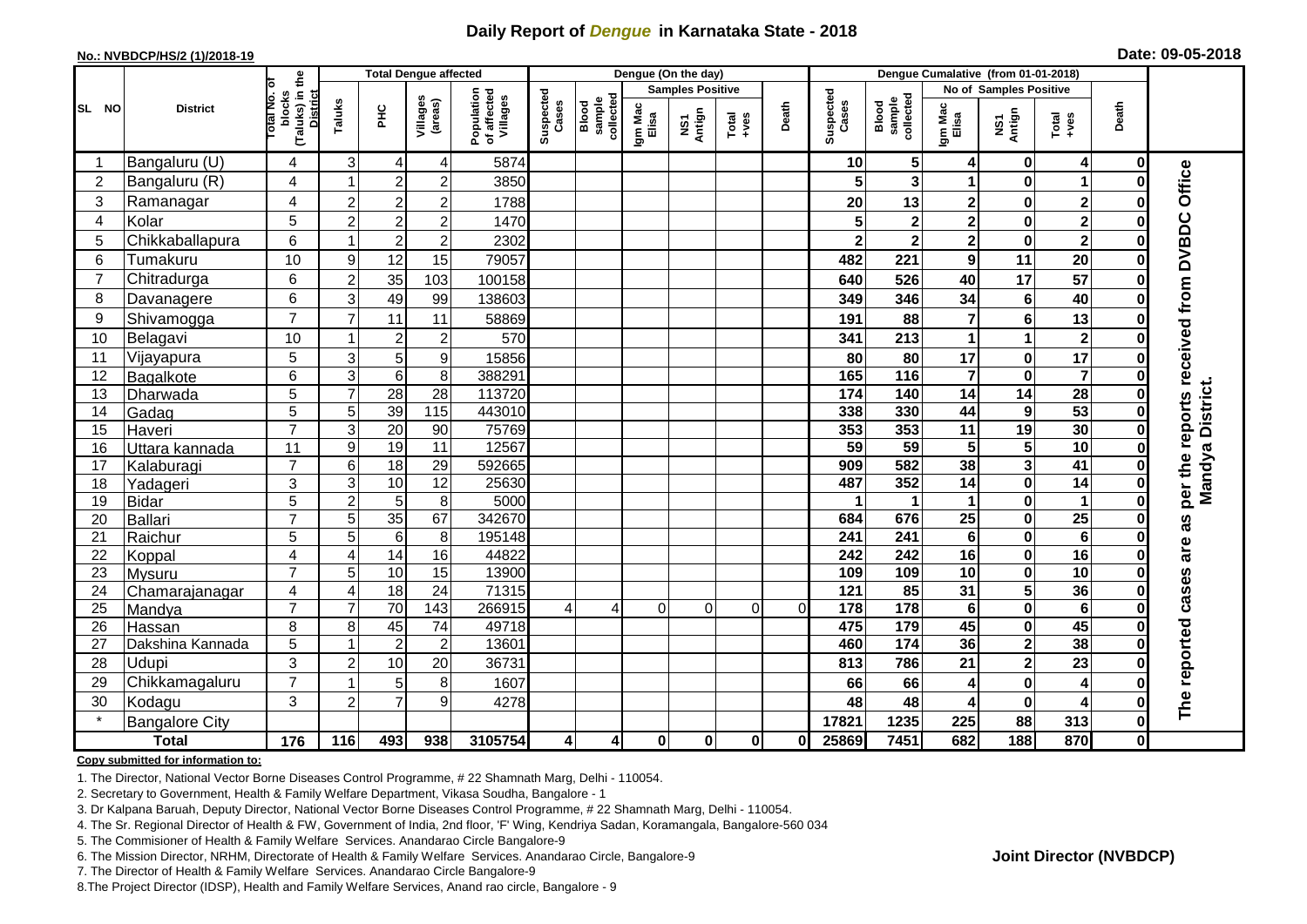# Daily Report of *Dengue* in Karnataka State - 2018

**No.: NVBDCP/HS/2 (1)/2018-19**

**Date: 09-05-2018**

| SL NO | District | Total No. of blocks (Taluks) in the District | Total Dengue affected | | | | Dengue (On the day) | | | | | | | Dengue Cumalative (from 01-01-2018) | | | | | | | |
|---|---|---|---|---|---|---|---|---|---|---|---|---|---|---|---|---|---|---|---|---|
| | | | Taluks | PHC | Villages (areas) | Population of affected Villages | Suspected Cases | Blood sample collected | Samples Positive | | | Death | Suspected Cases | Blood sample collected | No of Samples Positive | | | Death | |
| | | | | | | | | | Igm Mac Elisa | NS1 Antign | Total +ves | | | | Igm Mac Elisa | NS1 Antign | Total +ves | | |
| 1 | Bangaluru (U) | 4 | 3 | 4 | 4 | 5874 | | | | | | | 10 | 5 | 4 | 0 | 4 | 0 | The reported cases are as per the reports received from DVBDC Office Mandya District. |
| 2 | Bangaluru (R) | 4 | 1 | 2 | 2 | 3850 | | | | | | | 5 | 3 | 1 | 0 | 1 | 0 | |
| 3 | Ramanagar | 4 | 2 | 2 | 2 | 1788 | | | | | | | 20 | 13 | 2 | 0 | 2 | 0 | |
| 4 | Kolar | 5 | 2 | 2 | 2 | 1470 | | | | | | | 5 | 2 | 2 | 0 | 2 | 0 | |
| 5 | Chikkaballapura | 6 | 1 | 2 | 2 | 2302 | | | | | | | 2 | 2 | 2 | 0 | 2 | 0 | |
| 6 | Tumakuru | 10 | 9 | 12 | 15 | 79057 | | | | | | | 482 | 221 | 9 | 11 | 20 | 0 | |
| 7 | Chitradurga | 6 | 2 | 35 | 103 | 100158 | | | | | | | 640 | 526 | 40 | 17 | 57 | 0 | |
| 8 | Davanagere | 6 | 3 | 49 | 99 | 138603 | | | | | | | 349 | 346 | 34 | 6 | 40 | 0 | |
| 9 | Shivamogga | 7 | 7 | 11 | 11 | 58869 | | | | | | | 191 | 88 | 7 | 6 | 13 | 0 | |
| 10 | Belagavi | 10 | 1 | 2 | 2 | 570 | | | | | | | 341 | 213 | 1 | 1 | 2 | 0 | |
| 11 | Vijayapura | 5 | 3 | 5 | 9 | 15856 | | | | | | | 80 | 80 | 17 | 0 | 17 | 0 | |
| 12 | Bagalkote | 6 | 3 | 6 | 8 | 388291 | | | | | | | 165 | 116 | 7 | 0 | 7 | 0 | |
| 13 | Dharwada | 5 | 7 | 28 | 28 | 113720 | | | | | | | 174 | 140 | 14 | 14 | 28 | 0 | |
| 14 | Gadag | 5 | 5 | 39 | 115 | 443010 | | | | | | | 338 | 330 | 44 | 9 | 53 | 0 | |
| 15 | Haveri | 7 | 3 | 20 | 90 | 75769 | | | | | | | 353 | 353 | 11 | 19 | 30 | 0 | |
| 16 | Uttara kannada | 11 | 9 | 19 | 11 | 12567 | | | | | | | 59 | 59 | 5 | 5 | 10 | 0 | |
| 17 | Kalaburagi | 7 | 6 | 18 | 29 | 592665 | | | | | | | 909 | 582 | 38 | 3 | 41 | 0 | |
| 18 | Yadageri | 3 | 3 | 10 | 12 | 25630 | | | | | | | 487 | 352 | 14 | 0 | 14 | 0 | |
| 19 | Bidar | 5 | 2 | 5 | 8 | 5000 | | | | | | | 1 | 1 | 1 | 0 | 1 | 0 | |
| 20 | Ballari | 7 | 5 | 35 | 67 | 342670 | | | | | | | 684 | 676 | 25 | 0 | 25 | 0 | |
| 21 | Raichur | 5 | 5 | 6 | 8 | 195148 | | | | | | | 241 | 241 | 6 | 0 | 6 | 0 | |
| 22 | Koppal | 4 | 4 | 14 | 16 | 44822 | | | | | | | 242 | 242 | 16 | 0 | 16 | 0 | |
| 23 | Mysuru | 7 | 5 | 10 | 15 | 13900 | | | | | | | 109 | 109 | 10 | 0 | 10 | 0 | |
| 24 | Chamarajanagar | 4 | 4 | 18 | 24 | 71315 | | | | | | | 121 | 85 | 31 | 5 | 36 | 0 | |
| 25 | Mandya | 7 | 7 | 70 | 143 | 266915 | 4 | 4 | 0 | 0 | 0 | 0 | 178 | 178 | 6 | 0 | 6 | 0 | |
| 26 | Hassan | 8 | 8 | 45 | 74 | 49718 | | | | | | | 475 | 179 | 45 | 0 | 45 | 0 | |
| 27 | Dakshina Kannada | 5 | 1 | 2 | 2 | 13601 | | | | | | | 460 | 174 | 36 | 2 | 38 | 0 | |
| 28 | Udupi | 3 | 2 | 10 | 20 | 36731 | | | | | | | 813 | 786 | 21 | 2 | 23 | 0 | |
| 29 | Chikkamagaluru | 7 | 1 | 5 | 8 | 1607 | | | | | | | 66 | 66 | 4 | 0 | 4 | 0 | |
| 30 | Kodagu | 3 | 2 | 7 | 9 | 4278 | | | | | | | 48 | 48 | 4 | 0 | 4 | 0 | |
| * | Bangalore City | | | | | | | | | | | | 17821 | 1235 | 225 | 88 | 313 | 0 | |
| **Total** | | **176** | **116** | **493** | **938** | **3105754** | **4** | **4** | **0** | **0** | **0** | **0** | **25869** | **7451** | **682** | **188** | **870** | **0** | |

**Copy submitted for information to:**

1. The Director, National Vector Borne Diseases Control Programme, # 22 Shamnath Marg, Delhi - 110054.
2. Secretary to Government, Health & Family Welfare Department, Vikasa Soudha, Bangalore - 1
3. Dr Kalpana Baruah, Deputy Director, National Vector Borne Diseases Control Programme, # 22 Shamnath Marg, Delhi - 110054.
4. The Sr. Regional Director of Health & FW, Government of India, 2nd floor, 'F' Wing, Kendriya Sadan, Koramangala, Bangalore-560 034
5. The Commisioner of Health & Family Welfare Services. Anandarao Circle Bangalore-9
6. The Mission Director, NRHM, Directorate of Health & Family Welfare Services. Anandarao Circle, Bangalore-9
7. The Director of Health & Family Welfare Services. Anandarao Circle Bangalore-9
8. The Project Director (IDSP), Health and Family Welfare Services, Anand rao circle, Bangalore - 9

**Joint Director (NVBDCP)**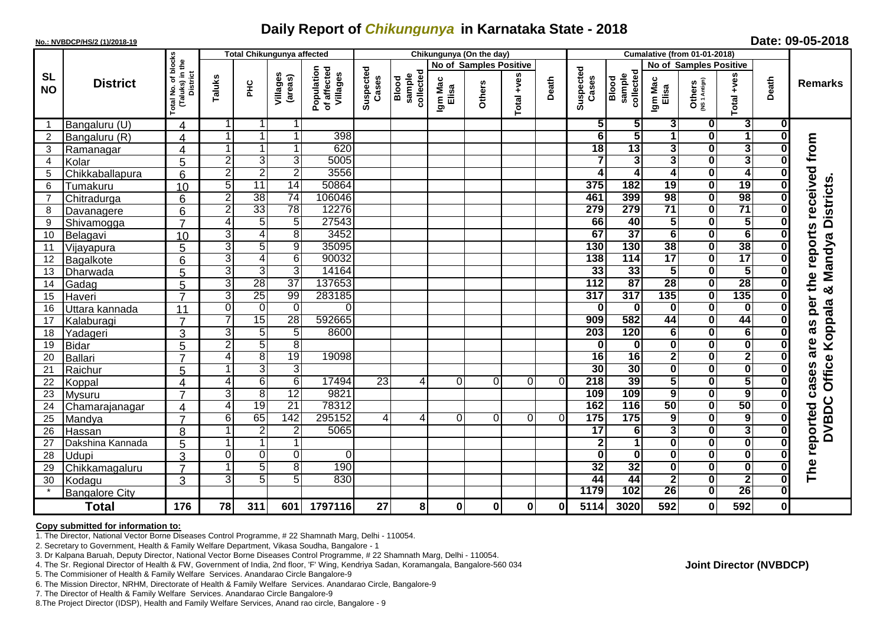# Daily Report of *Chikungunya* in Karnataka State - 2018

**No.: NVBDCP/HS/2 (1)/2018-19**

**Date: 09-05-2018**

| SL NO | District | Total No. of blocks (Taluks) in the District | Total Chikungunya affected | | | | Chikungunya (On the day) | | | | | | | Cumalative (from 01-01-2018) | | | | | | | Remarks |
|---|---|---|---|---|---|---|---|---|---|---|---|---|---|---|---|---|---|---|---|---|---|
| | | | Taluks | PHC | Villages (areas) | Population of affected Villages | Suspected Cases | Blood sample collected | No of Samples Positive | | | Death | Suspected Cases | Blood sample collected | No of Samples Positive | | | Death | |
| | | | | | | | | | Igm Mac Elisa | Others | Total +ves | | | | Igm Mac Elisa | Others (NS 1 Antign) | Total +ves | | |
| 1 | Bangaluru (U) | 4 | 1 | 1 | 1 | | | | | | | | 5 | 5 | 3 | 0 | 3 | 0 | The reported cases are as per the reports received from DVBDC Office Koppala & Mandya Districts. |
| 2 | Bangaluru (R) | 4 | 1 | 1 | 1 | 398 | | | | | | | 6 | 5 | 1 | 0 | 1 | 0 | |
| 3 | Ramanagar | 4 | 1 | 1 | 1 | 620 | | | | | | | 18 | 13 | 3 | 0 | 3 | 0 | |
| 4 | Kolar | 5 | 2 | 3 | 3 | 5005 | | | | | | | 7 | 3 | 3 | 0 | 3 | 0 | |
| 5 | Chikkaballapura | 6 | 2 | 2 | 2 | 3556 | | | | | | | 4 | 4 | 4 | 0 | 4 | 0 | |
| 6 | Tumakuru | 10 | 5 | 11 | 14 | 50864 | | | | | | | 375 | 182 | 19 | 0 | 19 | 0 | |
| 7 | Chitradurga | 6 | 2 | 38 | 74 | 106046 | | | | | | | 461 | 399 | 98 | 0 | 98 | 0 | |
| 8 | Davanagere | 6 | 2 | 33 | 78 | 12276 | | | | | | | 279 | 279 | 71 | 0 | 71 | 0 | |
| 9 | Shivamogga | 7 | 4 | 5 | 5 | 27543 | | | | | | | 66 | 40 | 5 | 0 | 5 | 0 | |
| 10 | Belagavi | 10 | 3 | 4 | 8 | 3452 | | | | | | | 67 | 37 | 6 | 0 | 6 | 0 | |
| 11 | Vijayapura | 5 | 3 | 5 | 9 | 35095 | | | | | | | 130 | 130 | 38 | 0 | 38 | 0 | |
| 12 | Bagalkote | 6 | 3 | 4 | 6 | 90032 | | | | | | | 138 | 114 | 17 | 0 | 17 | 0 | |
| 13 | Dharwada | 5 | 3 | 3 | 3 | 14164 | | | | | | | 33 | 33 | 5 | 0 | 5 | 0 | |
| 14 | Gadag | 5 | 3 | 28 | 37 | 137653 | | | | | | | 112 | 87 | 28 | 0 | 28 | 0 | |
| 15 | Haveri | 7 | 3 | 25 | 99 | 283185 | | | | | | | 317 | 317 | 135 | 0 | 135 | 0 | |
| 16 | Uttara kannada | 11 | 0 | 0 | 0 | 0 | | | | | | | 0 | 0 | 0 | 0 | 0 | 0 | |
| 17 | Kalaburagi | 7 | 7 | 15 | 28 | 592665 | | | | | | | 909 | 582 | 44 | 0 | 44 | 0 | |
| 18 | Yadageri | 3 | 3 | 5 | 5 | 8600 | | | | | | | 203 | 120 | 6 | 0 | 6 | 0 | |
| 19 | Bidar | 5 | 2 | 5 | 8 | | | | | | | | 0 | 0 | 0 | 0 | 0 | 0 | |
| 20 | Ballari | 7 | 4 | 8 | 19 | 19098 | | | | | | | 16 | 16 | 2 | 0 | 2 | 0 | |
| 21 | Raichur | 5 | 1 | 3 | 3 | | | | | | | | 30 | 30 | 0 | 0 | 0 | 0 | |
| 22 | Koppal | 4 | 4 | 6 | 6 | 17494 | 23 | 4 | 0 | 0 | 0 | 0 | 218 | 39 | 5 | 0 | 5 | 0 | |
| 23 | Mysuru | 7 | 3 | 8 | 12 | 9821 | | | | | | | 109 | 109 | 9 | 0 | 9 | 0 | |
| 24 | Chamarajanagar | 4 | 4 | 19 | 21 | 78312 | | | | | | | 162 | 116 | 50 | 0 | 50 | 0 | |
| 25 | Mandya | 7 | 6 | 65 | 142 | 295152 | 4 | 4 | 0 | 0 | 0 | 0 | 175 | 175 | 9 | 0 | 9 | 0 | |
| 26 | Hassan | 8 | 1 | 2 | 2 | 5065 | | | | | | | 17 | 6 | 3 | 0 | 3 | 0 | |
| 27 | Dakshina Kannada | 5 | 1 | 1 | 1 | | | | | | | | 2 | 1 | 0 | 0 | 0 | 0 | |
| 28 | Udupi | 3 | 0 | 0 | 0 | 0 | | | | | | | 0 | 0 | 0 | 0 | 0 | 0 | |
| 29 | Chikkamagaluru | 7 | 1 | 5 | 8 | 190 | | | | | | | 32 | 32 | 0 | 0 | 0 | 0 | |
| 30 | Kodagu | 3 | 3 | 5 | 5 | 830 | | | | | | | 44 | 44 | 2 | 0 | 2 | 0 | |
| * | Bangalore City | | | | | | | | | | | | 1179 | 102 | 26 | 0 | 26 | 0 | |
| **Total** | | **176** | **78** | **311** | **601** | **1797116** | **27** | **8** | **0** | **0** | **0** | **0** | **5114** | **3020** | **592** | **0** | **592** | **0** | |

**Copy submitted for information to:**

1. The Director, National Vector Borne Diseases Control Programme, # 22 Shamnath Marg, Delhi - 110054.
2. Secretary to Government, Health & Family Welfare Department, Vikasa Soudha, Bangalore - 1
3. Dr Kalpana Baruah, Deputy Director, National Vector Borne Diseases Control Programme, # 22 Shamnath Marg, Delhi - 110054.
4. The Sr. Regional Director of Health & FW, Government of India, 2nd floor, 'F' Wing, Kendriya Sadan, Koramangala, Bangalore-560 034
5. The Commisioner of Health & Family Welfare Services. Anandarao Circle Bangalore-9
6. The Mission Director, NRHM, Directorate of Health & Family Welfare Services. Anandarao Circle, Bangalore-9
7. The Director of Health & Family Welfare Services. Anandarao Circle Bangalore-9
8. The Project Director (IDSP), Health and Family Welfare Services, Anand rao circle, Bangalore - 9

**Joint Director (NVBDCP)**